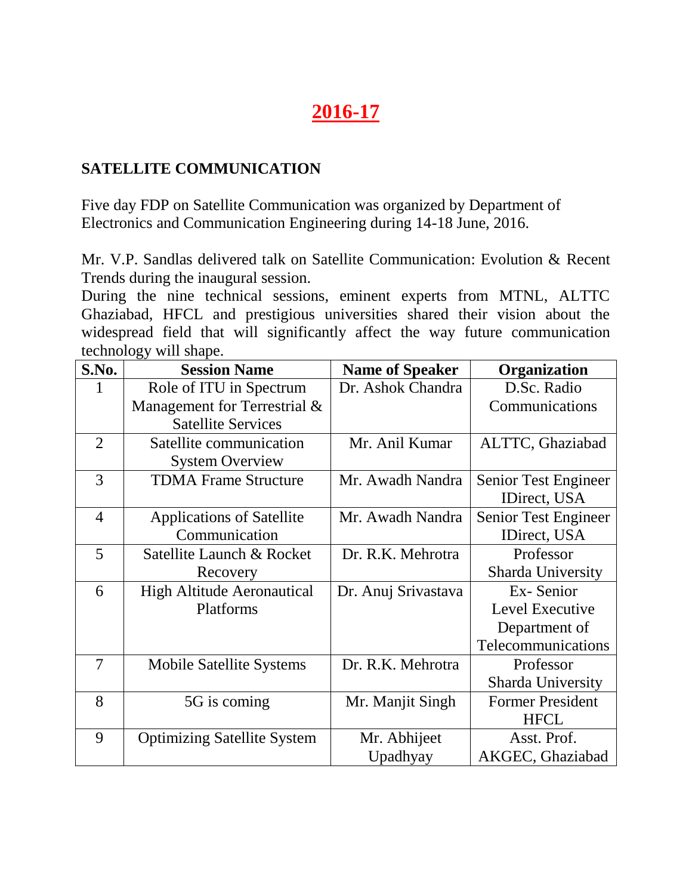# 2016-17

## SATELLITE COMMUNICATION

Five day FDP on Satellite Communication was organized by Department of Electronics and Communication Engineering during 14-18 June, 2016.

Mr. V.P. Sandlas delivered talk on Satellite Communication: Evolution & Recent Trends during the inaugural session.
During the nine technical sessions, eminent experts from MTNL, ALTTC Ghaziabad, HFCL and prestigious universities shared their vision about the widespread field that will significantly affect the way future communication technology will shape.

| S.No. | Session Name | Name of Speaker | Organization |
|---|---|---|---|
| 1 | Role of ITU in Spectrum Management for Terrestrial & Satellite Services | Dr. Ashok Chandra | D.Sc. Radio Communications |
| 2 | Satellite communication System Overview | Mr. Anil Kumar | ALTTC, Ghaziabad |
| 3 | TDMA Frame Structure | Mr. Awadh Nandra | Senior Test Engineer IDirect, USA |
| 4 | Applications of Satellite Communication | Mr. Awadh Nandra | Senior Test Engineer IDirect, USA |
| 5 | Satellite Launch & Rocket Recovery | Dr. R.K. Mehrotra | Professor Sharda University |
| 6 | High Altitude Aeronautical Platforms | Dr. Anuj Srivastava | Ex- Senior Level Executive Department of Telecommunications |
| 7 | Mobile Satellite Systems | Dr. R.K. Mehrotra | Professor Sharda University |
| 8 | 5G is coming | Mr. Manjit Singh | Former President HFCL |
| 9 | Optimizing Satellite System | Mr. Abhijeet Upadhyay | Asst. Prof. AKGEC, Ghaziabad |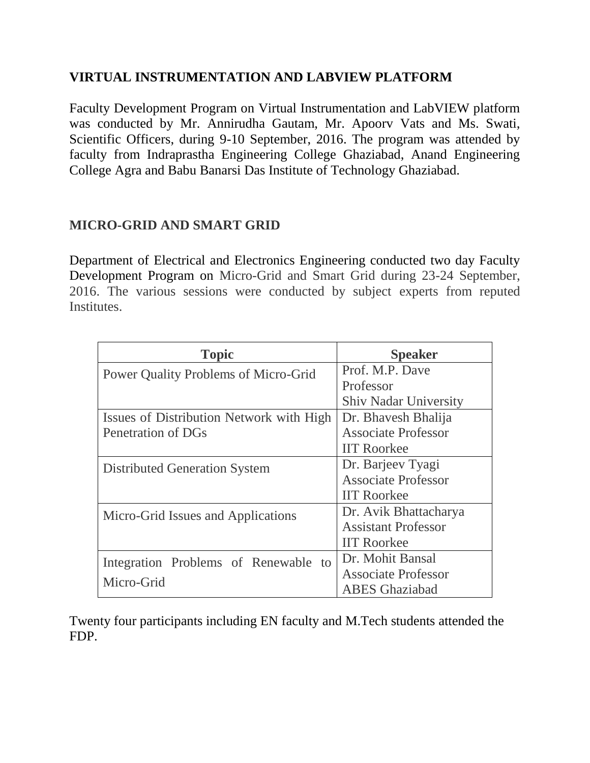## VIRTUAL INSTRUMENTATION AND LABVIEW PLATFORM

Faculty Development Program on Virtual Instrumentation and LabVIEW platform was conducted by Mr. Annirudha Gautam, Mr. Apoorv Vats and Ms. Swati, Scientific Officers, during 9-10 September, 2016. The program was attended by faculty from Indraprastha Engineering College Ghaziabad, Anand Engineering College Agra and Babu Banarsi Das Institute of Technology Ghaziabad.

## MICRO-GRID AND SMART GRID

Department of Electrical and Electronics Engineering conducted two day Faculty Development Program on Micro-Grid and Smart Grid during 23-24 September, 2016. The various sessions were conducted by subject experts from reputed Institutes.

| Topic | Speaker |
| --- | --- |
| Power Quality Problems of Micro-Grid | Prof. M.P. Dave<br>Professor<br>Shiv Nadar University |
| Issues of Distribution Network with High Penetration of DGs | Dr. Bhavesh Bhalija<br>Associate Professor<br>IIT Roorkee |
| Distributed Generation System | Dr. Barjeev Tyagi<br>Associate Professor<br>IIT Roorkee |
| Micro-Grid Issues and Applications | Dr. Avik Bhattacharya<br>Assistant Professor<br>IIT Roorkee |
| Integration Problems of Renewable to Micro-Grid | Dr. Mohit Bansal<br>Associate Professor<br>ABES Ghaziabad |

Twenty four participants including EN faculty and M.Tech students attended the FDP.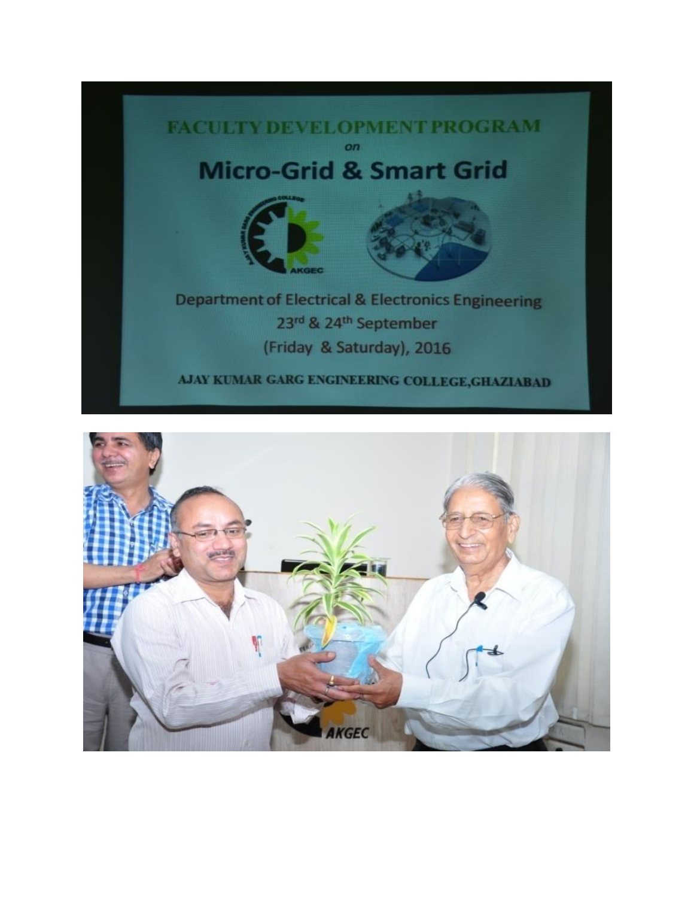FACULTY DEVELOPMENT PROGRAM

on

# Micro-Grid & Smart Grid

Department of Electrical & Electronics Engineering

23rd & 24th September

(Friday & Saturday), 2016

AJAY KUMAR GARG ENGINEERING COLLEGE, GHAZIABAD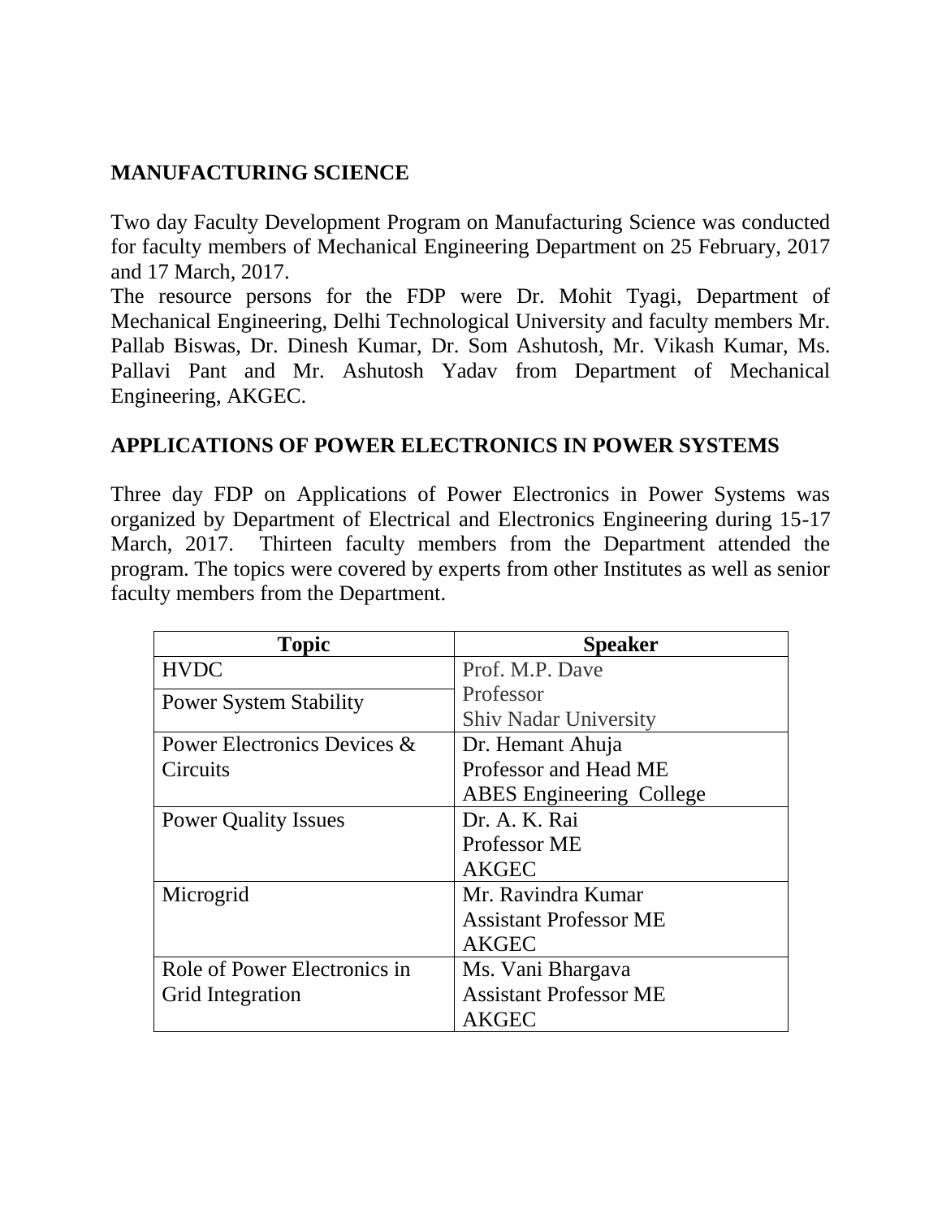## MANUFACTURING SCIENCE

Two day Faculty Development Program on Manufacturing Science was conducted for faculty members of Mechanical Engineering Department on 25 February, 2017 and 17 March, 2017.

The resource persons for the FDP were Dr. Mohit Tyagi, Department of Mechanical Engineering, Delhi Technological University and faculty members Mr. Pallab Biswas, Dr. Dinesh Kumar, Dr. Som Ashutosh, Mr. Vikash Kumar, Ms. Pallavi Pant and Mr. Ashutosh Yadav from Department of Mechanical Engineering, AKGEC.

## APPLICATIONS OF POWER ELECTRONICS IN POWER SYSTEMS

Three day FDP on Applications of Power Electronics in Power Systems was organized by Department of Electrical and Electronics Engineering during 15-17 March, 2017. Thirteen faculty members from the Department attended the program. The topics were covered by experts from other Institutes as well as senior faculty members from the Department.

| Topic | Speaker |
|---|---|
| HVDC<br>Power System Stability | Prof. M.P. Dave<br>Professor<br>Shiv Nadar University |
| Power Electronics Devices & Circuits | Dr. Hemant Ahuja<br>Professor and Head ME<br>ABES Engineering College |
| Power Quality Issues | Dr. A. K. Rai<br>Professor ME<br>AKGEC |
| Microgrid | Mr. Ravindra Kumar<br>Assistant Professor ME<br>AKGEC |
| Role of Power Electronics in Grid Integration | Ms. Vani Bhargava<br>Assistant Professor ME<br>AKGEC |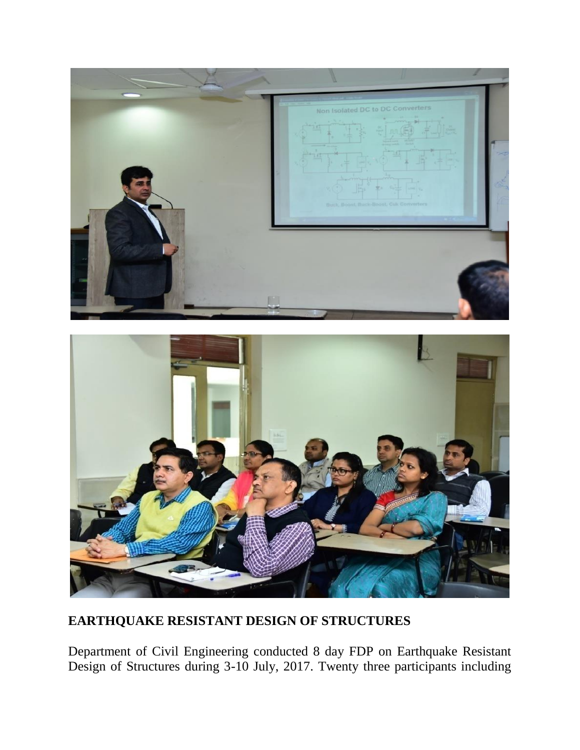## EARTHQUAKE RESISTANT DESIGN OF STRUCTURES

Department of Civil Engineering conducted 8 day FDP on Earthquake Resistant Design of Structures during 3-10 July, 2017. Twenty three participants including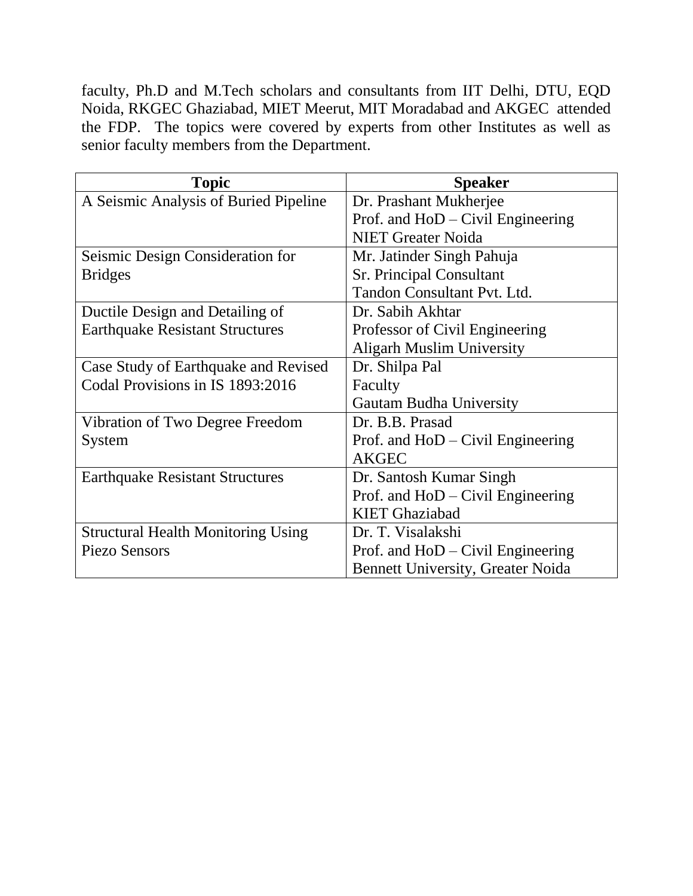faculty, Ph.D and M.Tech scholars and consultants from IIT Delhi, DTU, EQD Noida, RKGEC Ghaziabad, MIET Meerut, MIT Moradabad and AKGEC attended the FDP. The topics were covered by experts from other Institutes as well as senior faculty members from the Department.

| Topic | Speaker |
| --- | --- |
| A Seismic Analysis of Buried Pipeline | Dr. Prashant Mukherjee<br>Prof. and HoD – Civil Engineering<br>NIET Greater Noida |
| Seismic Design Consideration for Bridges | Mr. Jatinder Singh Pahuja<br>Sr. Principal Consultant<br>Tandon Consultant Pvt. Ltd. |
| Ductile Design and Detailing of Earthquake Resistant Structures | Dr. Sabih Akhtar<br>Professor of Civil Engineering<br>Aligarh Muslim University |
| Case Study of Earthquake and Revised Codal Provisions in IS 1893:2016 | Dr. Shilpa Pal<br>Faculty<br>Gautam Budha University |
| Vibration of Two Degree Freedom System | Dr. B.B. Prasad<br>Prof. and HoD – Civil Engineering<br>AKGEC |
| Earthquake Resistant Structures | Dr. Santosh Kumar Singh<br>Prof. and HoD – Civil Engineering<br>KIET Ghaziabad |
| Structural Health Monitoring Using Piezo Sensors | Dr. T. Visalakshi<br>Prof. and HoD – Civil Engineering<br>Bennett University, Greater Noida |